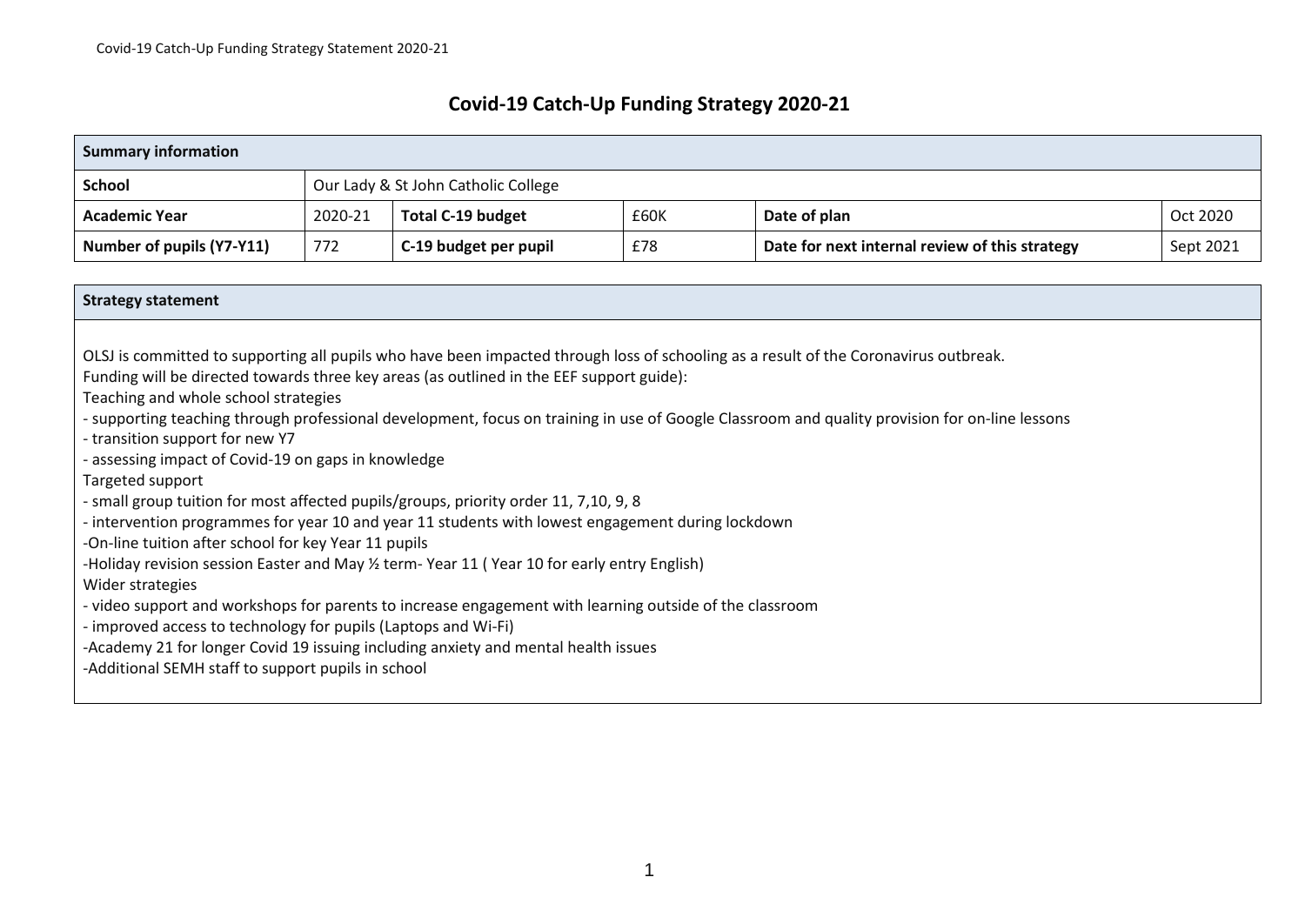# Covid-19 Catch-Up Funding Strategy 2020-21

| **Summary information** | | | | | |
|---|---|---|---|---|---|
| **School** | Our Lady & St John Catholic College | | | | |
| **Academic Year** | 2020-21 | **Total C-19 budget** | £60K | **Date of plan** | Oct 2020 |
| **Number of pupils (Y7-Y11)** | 772 | **C-19 budget per pupil** | £78 | **Date for next internal review of this strategy** | Sept 2021 |

| **Strategy statement** |
|---|
| OLSJ is committed to supporting all pupils who have been impacted through loss of schooling as a result of the Coronavirus outbreak.<br>Funding will be directed towards three key areas (as outlined in the EEF support guide):<br>Teaching and whole school strategies<br>- supporting teaching through professional development, focus on training in use of Google Classroom and quality provision for on-line lessons<br>- transition support for new Y7<br>- assessing impact of Covid-19 on gaps in knowledge<br>Targeted support<br>- small group tuition for most affected pupils/groups, priority order 11, 7,10, 9, 8<br>- intervention programmes for year 10 and year 11 students with lowest engagement during lockdown<br>-On-line tuition after school for key Year 11 pupils<br>-Holiday revision session Easter and May ½ term- Year 11 ( Year 10 for early entry English)<br>Wider strategies<br>- video support and workshops for parents to increase engagement with learning outside of the classroom<br>- improved access to technology for pupils (Laptops and Wi-Fi)<br>-Academy 21 for longer Covid 19 issuing including anxiety and mental health issues<br>-Additional SEMH staff to support pupils in school |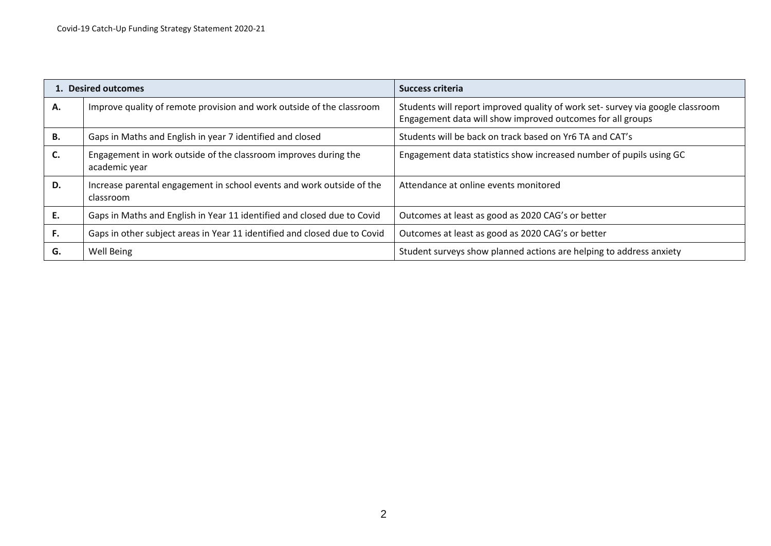| 1. Desired outcomes | | Success criteria |
|---|---|---|
| A. | Improve quality of remote provision and work outside of the classroom | Students will report improved quality of work set- survey via google classroom<br>Engagement data will show improved outcomes for all groups |
| B. | Gaps in Maths and English in year 7 identified and closed | Students will be back on track based on Yr6 TA and CAT's |
| C. | Engagement in work outside of the classroom improves during the academic year | Engagement data statistics show increased number of pupils using GC |
| D. | Increase parental engagement in school events and work outside of the classroom | Attendance at online events monitored |
| E. | Gaps in Maths and English in Year 11 identified and closed due to Covid | Outcomes at least as good as 2020 CAG's or better |
| F. | Gaps in other subject areas in Year 11 identified and closed due to Covid | Outcomes at least as good as 2020 CAG's or better |
| G. | Well Being | Student surveys show planned actions are helping to address anxiety |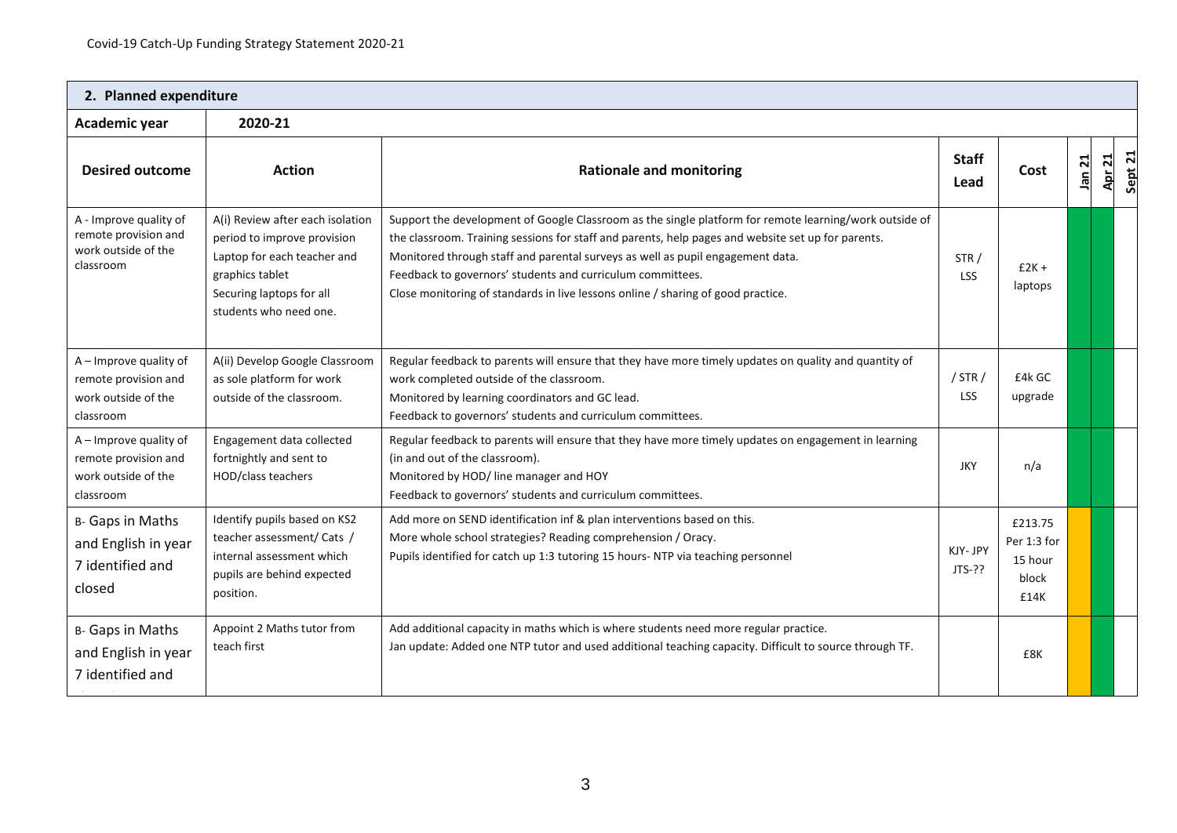| 2. Planned expenditure | | | | | | | |
|---|---|---|---|---|---|---|---|
| **Academic year** | **2020-21** | | | | | | |
| **Desired outcome** | **Action** | **Rationale and monitoring** | **Staff Lead** | **Cost** | **Jan 21** | **Apr 21** | **Sept 21** |
| A - Improve quality of remote provision and work outside of the classroom | A(i) Review after each isolation period to improve provision<br>Laptop for each teacher and graphics tablet<br>Securing laptops for all students who need one. | Support the development of Google Classroom as the single platform for remote learning/work outside of the classroom. Training sessions for staff and parents, help pages and website set up for parents.<br>Monitored through staff and parental surveys as well as pupil engagement data.<br>Feedback to governors' students and curriculum committees.<br>Close monitoring of standards in live lessons online / sharing of good practice. | STR / LSS | £2K + laptops | | | |
| A – Improve quality of remote provision and work outside of the classroom | A(ii) Develop Google Classroom as sole platform for work outside of the classroom. | Regular feedback to parents will ensure that they have more timely updates on quality and quantity of work completed outside of the classroom.<br>Monitored by learning coordinators and GC lead.<br>Feedback to governors' students and curriculum committees. | / STR / LSS | £4k GC upgrade | | | |
| A – Improve quality of remote provision and work outside of the classroom | Engagement data collected fortnightly and sent to HOD/class teachers | Regular feedback to parents will ensure that they have more timely updates on engagement in learning (in and out of the classroom).<br>Monitored by HOD/ line manager and HOY<br>Feedback to governors' students and curriculum committees. | JKY | n/a | | | |
| B- Gaps in Maths and English in year 7 identified and closed | Identify pupils based on KS2 teacher assessment/ Cats / internal assessment which pupils are behind expected position. | Add more on SEND identification inf & plan interventions based on this.<br>More whole school strategies? Reading comprehension / Oracy.<br>Pupils identified for catch up 1:3 tutoring 15 hours- NTP via teaching personnel | KJY- JPY JTS-?? | £213.75 Per 1:3 for 15 hour block £14K | | | |
| B- Gaps in Maths and English in year 7 identified and | Appoint 2 Maths tutor from teach first | Add additional capacity in maths which is where students need more regular practice.<br>Jan update: Added one NTP tutor and used additional teaching capacity. Difficult to source through TF. | | £8K | | | |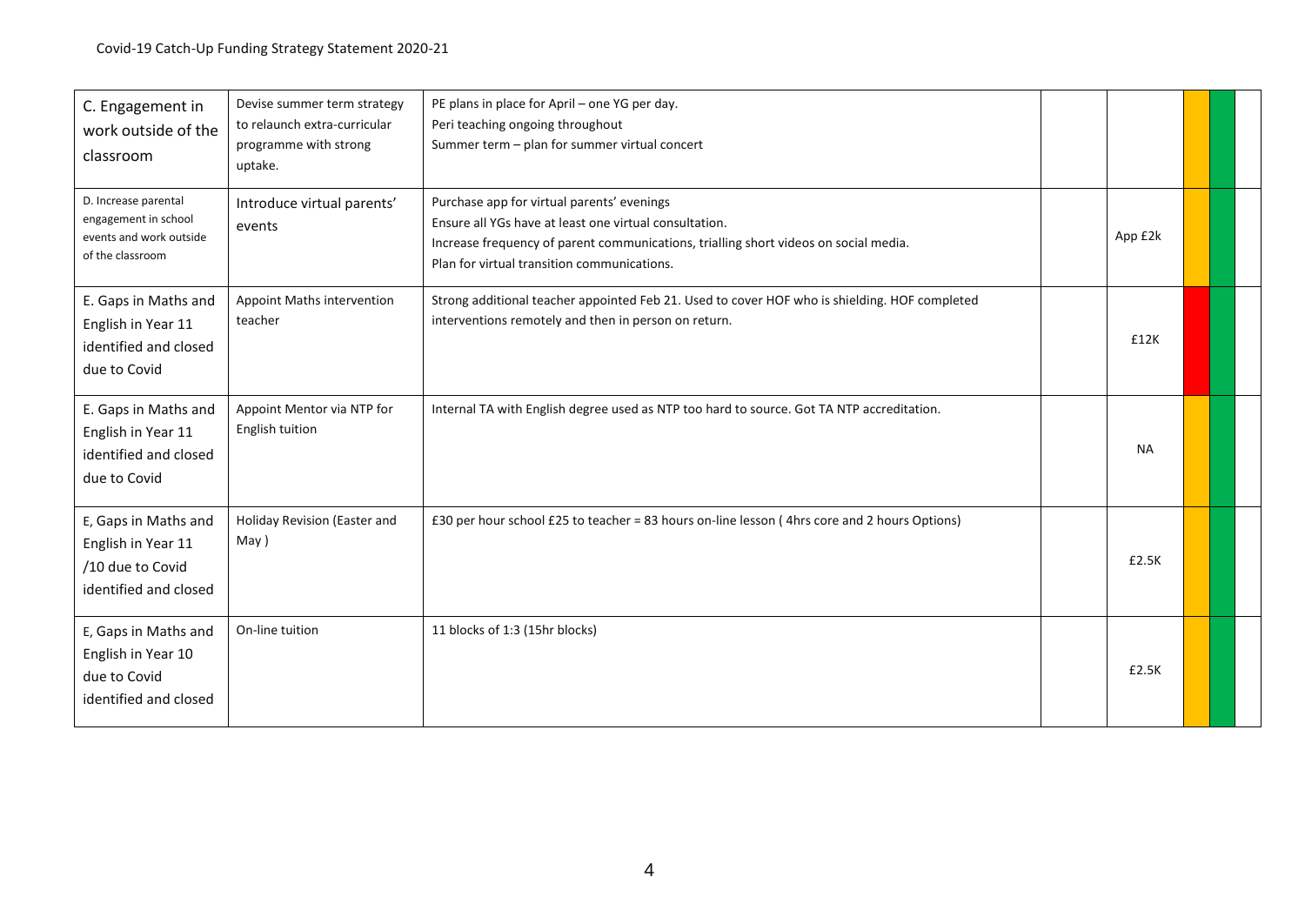| | | | | | | | |
|---|---|---|---|---|---|---|---|
| C. Engagement in work outside of the classroom | Devise summer term strategy to relaunch extra-curricular programme with strong uptake. | PE plans in place for April – one YG per day.<br>Peri teaching ongoing throughout<br>Summer term – plan for summer virtual concert | | | | | |
| D. Increase parental engagement in school events and work outside of the classroom | Introduce virtual parents' events | Purchase app for virtual parents' evenings<br>Ensure all YGs have at least one virtual consultation.<br>Increase frequency of parent communications, trialling short videos on social media.<br>Plan for virtual transition communications. | | App £2k | | | |
| E. Gaps in Maths and English in Year 11 identified and closed due to Covid | Appoint Maths intervention teacher | Strong additional teacher appointed Feb 21. Used to cover HOF who is shielding. HOF completed interventions remotely and then in person on return. | | £12K | | | |
| E. Gaps in Maths and English in Year 11 identified and closed due to Covid | Appoint Mentor via NTP for English tuition | Internal TA with English degree used as NTP too hard to source. Got TA NTP accreditation. | | NA | | | |
| E, Gaps in Maths and English in Year 11 /10 due to Covid identified and closed | Holiday Revision (Easter and May ) | £30 per hour school £25 to teacher = 83 hours on-line lesson ( 4hrs core and 2 hours Options) | | £2.5K | | | |
| E, Gaps in Maths and English in Year 10 due to Covid identified and closed | On-line tuition | 11 blocks of 1:3 (15hr blocks) | | £2.5K | | | |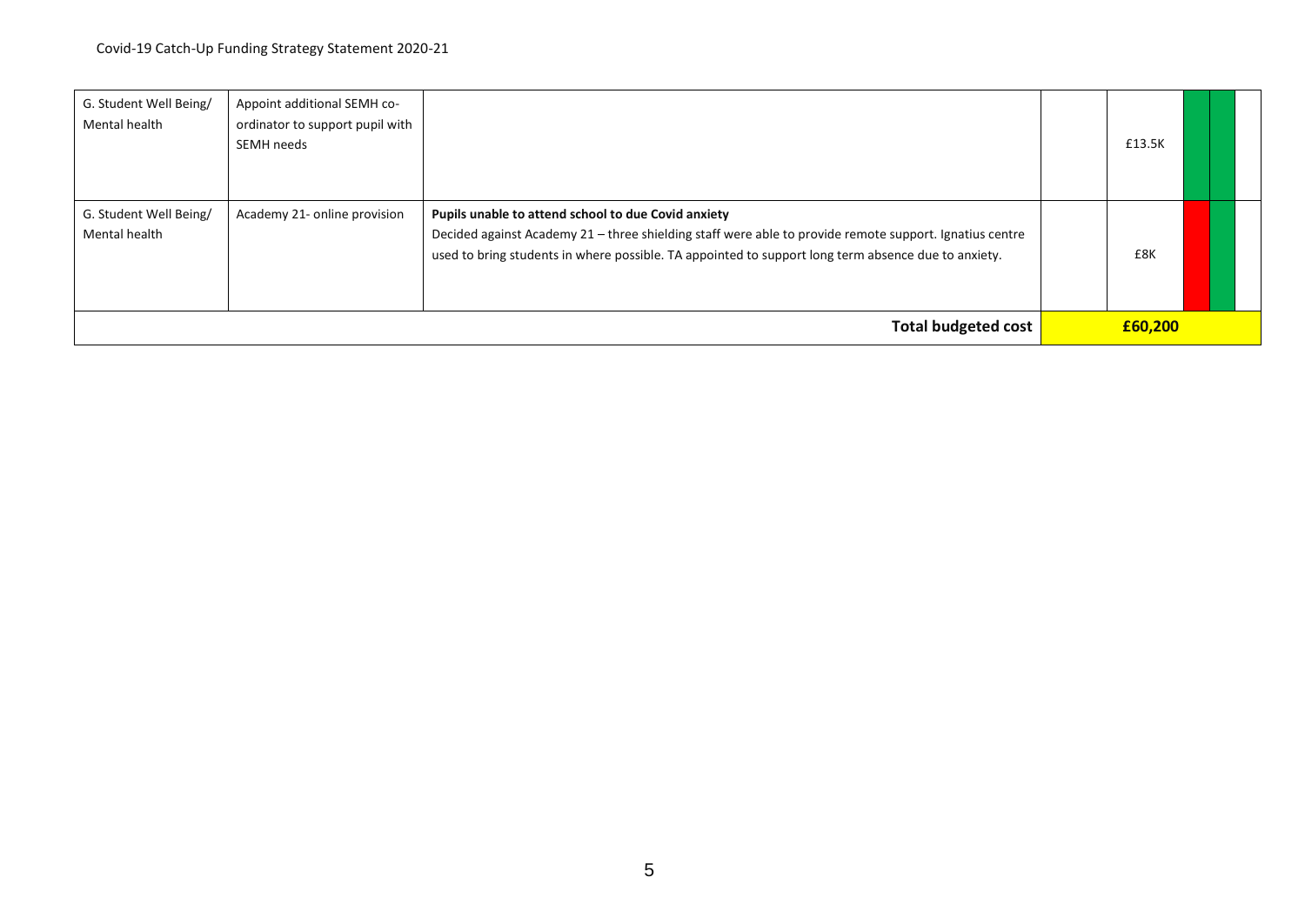| | | | | | | | |
|---|---|---|---|---|---|---|---|
| G. Student Well Being/ Mental health | Appoint additional SEMH co-ordinator to support pupil with SEMH needs | | | £13.5K | | | |
| G. Student Well Being/ Mental health | Academy 21- online provision | **Pupils unable to attend school to due Covid anxiety** Decided against Academy 21 – three shielding staff were able to provide remote support. Ignatius centre used to bring students in where possible. TA appointed to support long term absence due to anxiety. | | £8K | | | |
| | | **Total budgeted cost** | | **£60,200** | | | |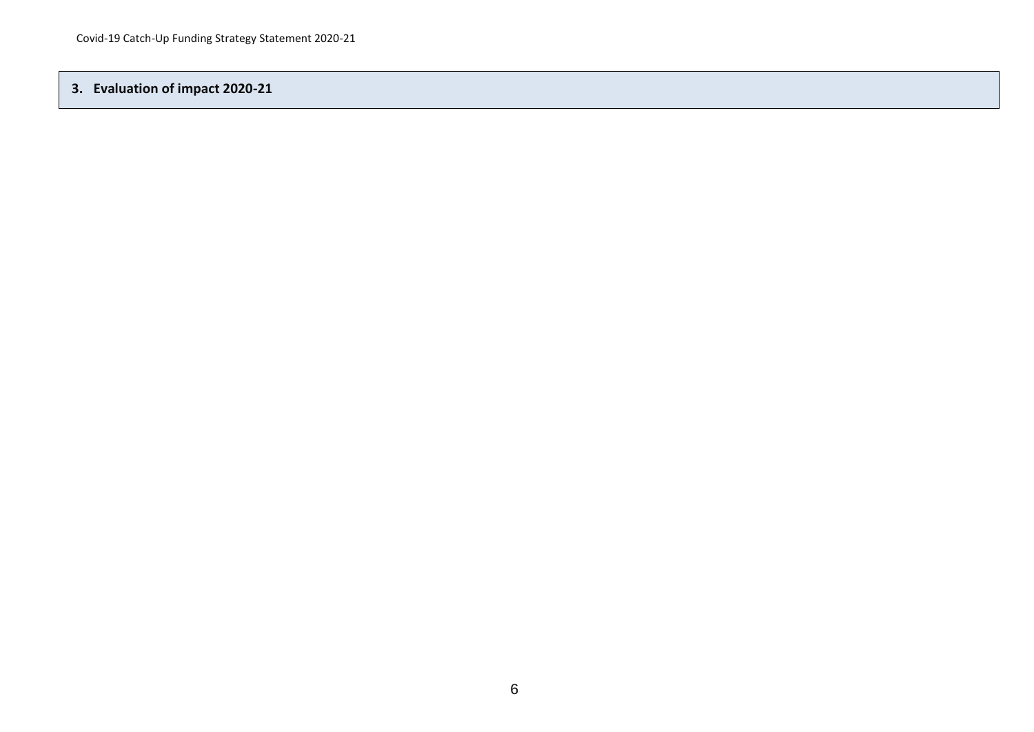## 3. Evaluation of impact 2020-21